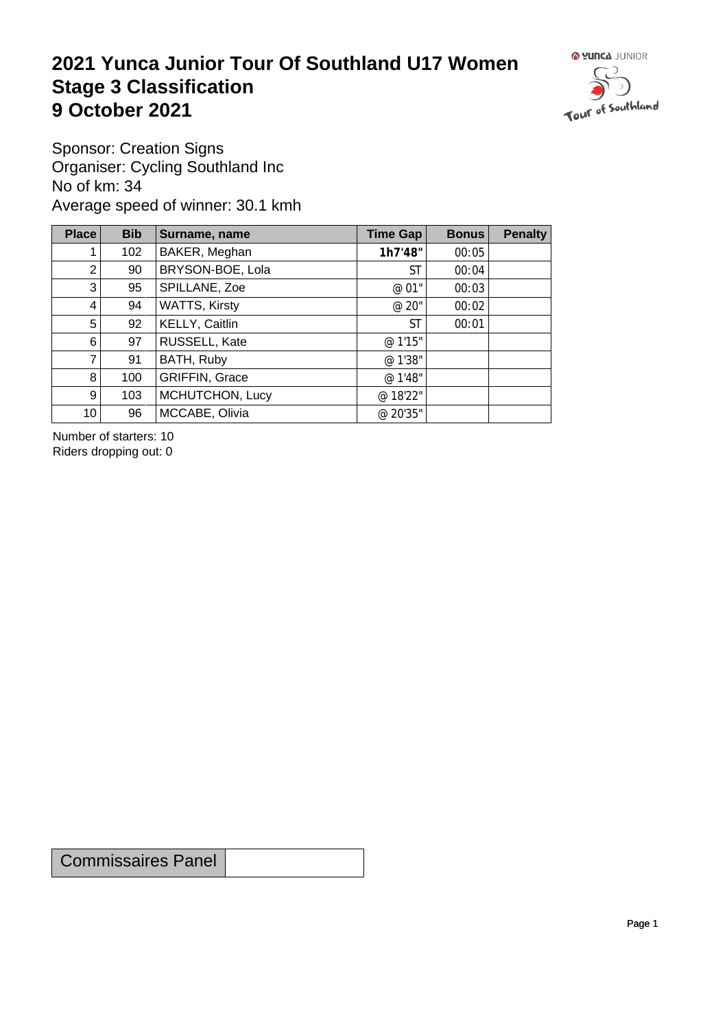# 2021 Yunca Junior Tour Of Southland U17 Women
# Stage 3 Classification
# 9 October 2021

Sponsor: Creation Signs
Organiser: Cycling Southland Inc
No of km: 34
Average speed of winner: 30.1 kmh

| Place | Bib | Surname, name | Time Gap | Bonus | Penalty |
|---|---|---|---|---|---|
| 1 | 102 | BAKER, Meghan | **1h7'48"** | 00:05 | |
| 2 | 90 | BRYSON-BOE, Lola | ST | 00:04 | |
| 3 | 95 | SPILLANE, Zoe | @ 01" | 00:03 | |
| 4 | 94 | WATTS, Kirsty | @ 20" | 00:02 | |
| 5 | 92 | KELLY, Caitlin | ST | 00:01 | |
| 6 | 97 | RUSSELL, Kate | @ 1'15" | | |
| 7 | 91 | BATH, Ruby | @ 1'38" | | |
| 8 | 100 | GRIFFIN, Grace | @ 1'48" | | |
| 9 | 103 | MCHUTCHON, Lucy | @ 18'22" | | |
| 10 | 96 | MCCABE, Olivia | @ 20'35" | | |

Number of starters: 10
Riders dropping out: 0

| Commissaires Panel | |
|---|---|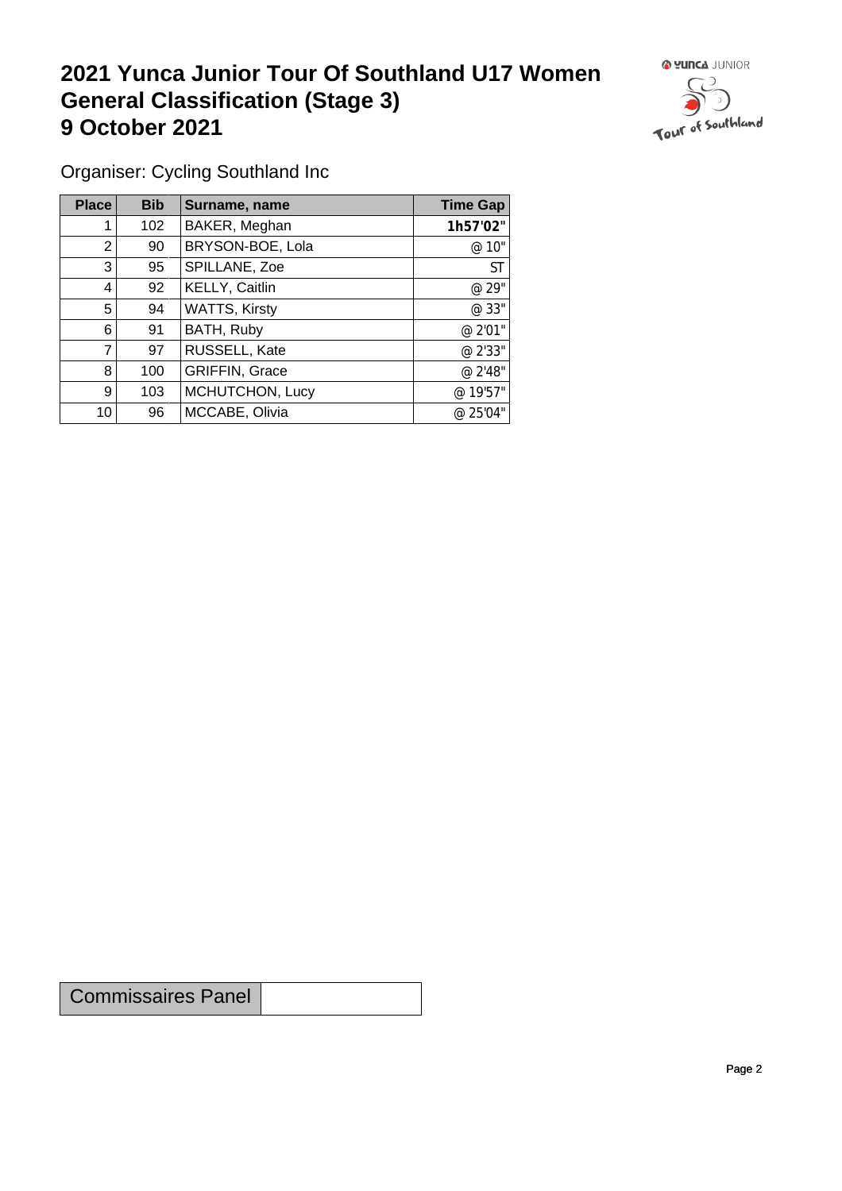# 2021 Yunca Junior Tour Of Southland U17 Women
# General Classification (Stage 3)
# 9 October 2021

Organiser: Cycling Southland Inc

| Place | Bib | Surname, name | Time Gap |
|---|---|---|---|
| 1 | 102 | BAKER, Meghan | **1h57'02"** |
| 2 | 90 | BRYSON-BOE, Lola | @ 10" |
| 3 | 95 | SPILLANE, Zoe | ST |
| 4 | 92 | KELLY, Caitlin | @ 29" |
| 5 | 94 | WATTS, Kirsty | @ 33" |
| 6 | 91 | BATH, Ruby | @ 2'01" |
| 7 | 97 | RUSSELL, Kate | @ 2'33" |
| 8 | 100 | GRIFFIN, Grace | @ 2'48" |
| 9 | 103 | MCHUTCHON, Lucy | @ 19'57" |
| 10 | 96 | MCCABE, Olivia | @ 25'04" |

| Commissaires Panel | |
|---|---|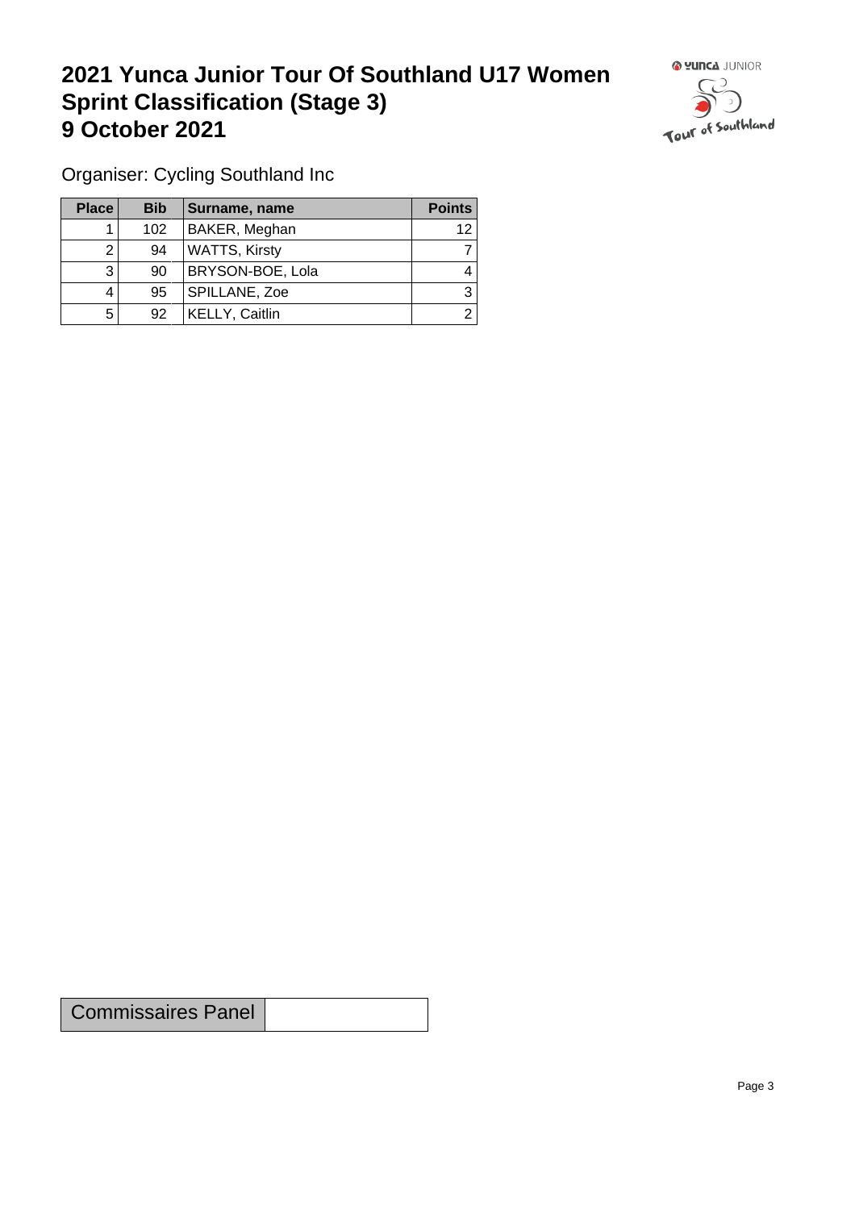# 2021 Yunca Junior Tour Of Southland U17 Women Sprint Classification (Stage 3) 9 October 2021

Organiser: Cycling Southland Inc

| Place | Bib | Surname, name | Points |
|---|---|---|---|
| 1 | 102 | BAKER, Meghan | 12 |
| 2 | 94 | WATTS, Kirsty | 7 |
| 3 | 90 | BRYSON-BOE, Lola | 4 |
| 4 | 95 | SPILLANE, Zoe | 3 |
| 5 | 92 | KELLY, Caitlin | 2 |

| Commissaires Panel | |
|---|---|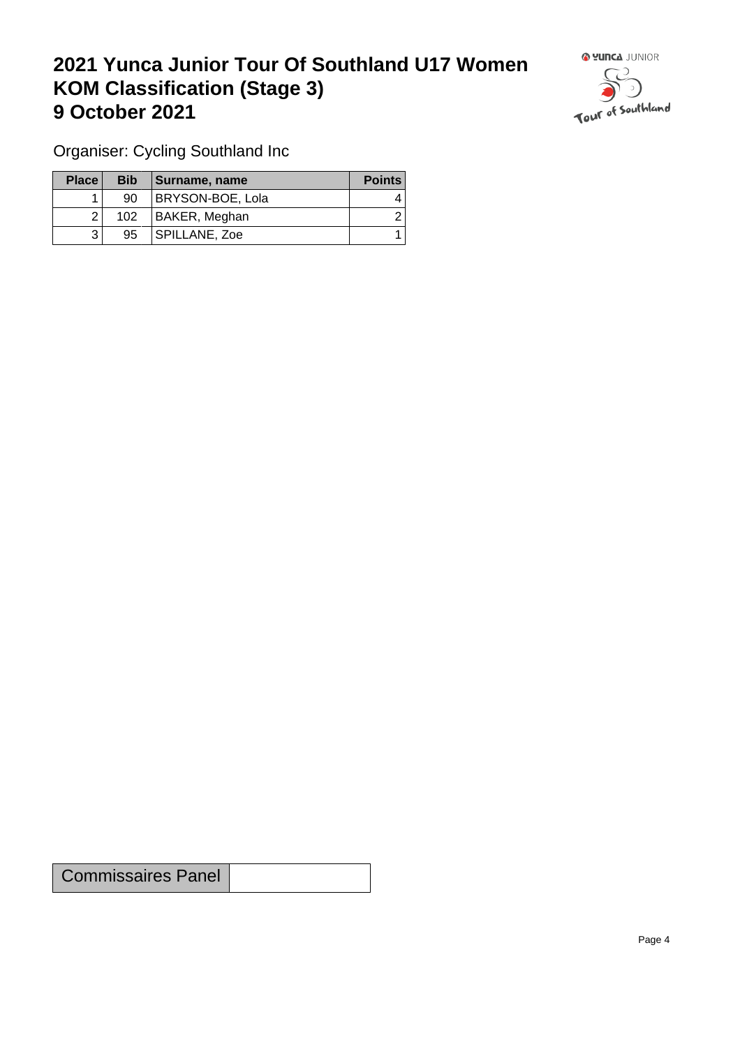# 2021 Yunca Junior Tour Of Southland U17 Women KOM Classification (Stage 3) 9 October 2021

Organiser: Cycling Southland Inc

| Place | Bib | Surname, name | Points |
|---|---|---|---|
| 1 | 90 | BRYSON-BOE, Lola | 4 |
| 2 | 102 | BAKER, Meghan | 2 |
| 3 | 95 | SPILLANE, Zoe | 1 |

| Commissaires Panel | |
|---|---|